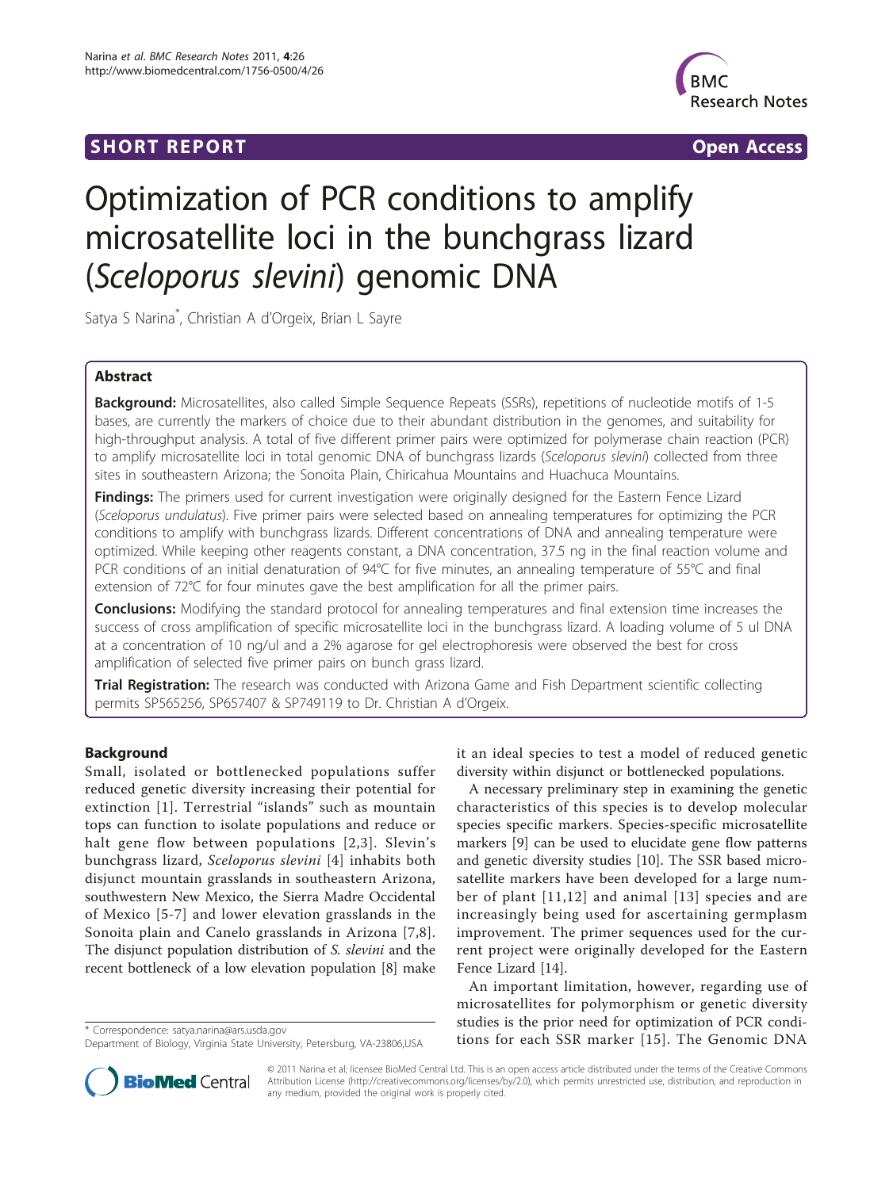SHORT REPORT Open Access

# Optimization of PCR conditions to amplify microsatellite loci in the bunchgrass lizard (*Sceloporus slevini*) genomic DNA

Satya S Narina*, Christian A d'Orgeix, Brian L Sayre

## Abstract

**Background:** Microsatellites, also called Simple Sequence Repeats (SSRs), repetitions of nucleotide motifs of 1-5 bases, are currently the markers of choice due to their abundant distribution in the genomes, and suitability for high-throughput analysis. A total of five different primer pairs were optimized for polymerase chain reaction (PCR) to amplify microsatellite loci in total genomic DNA of bunchgrass lizards (*Sceloporus slevini*) collected from three sites in southeastern Arizona; the Sonoita Plain, Chiricahua Mountains and Huachuca Mountains.

**Findings:** The primers used for current investigation were originally designed for the Eastern Fence Lizard (*Sceloporus undulatus*). Five primer pairs were selected based on annealing temperatures for optimizing the PCR conditions to amplify with bunchgrass lizards. Different concentrations of DNA and annealing temperature were optimized. While keeping other reagents constant, a DNA concentration, 37.5 ng in the final reaction volume and PCR conditions of an initial denaturation of 94°C for five minutes, an annealing temperature of 55°C and final extension of 72°C for four minutes gave the best amplification for all the primer pairs.

**Conclusions:** Modifying the standard protocol for annealing temperatures and final extension time increases the success of cross amplification of specific microsatellite loci in the bunchgrass lizard. A loading volume of 5 ul DNA at a concentration of 10 ng/ul and a 2% agarose for gel electrophoresis were observed the best for cross amplification of selected five primer pairs on bunch grass lizard.

**Trial Registration:** The research was conducted with Arizona Game and Fish Department scientific collecting permits SP565256, SP657407 & SP749119 to Dr. Christian A d'Orgeix.

## Background

Small, isolated or bottlenecked populations suffer reduced genetic diversity increasing their potential for extinction [1]. Terrestrial "islands" such as mountain tops can function to isolate populations and reduce or halt gene flow between populations [2,3]. Slevin's bunchgrass lizard, *Sceloporus slevini* [4] inhabits both disjunct mountain grasslands in southeastern Arizona, southwestern New Mexico, the Sierra Madre Occidental of Mexico [5-7] and lower elevation grasslands in the Sonoita plain and Canelo grasslands in Arizona [7,8]. The disjunct population distribution of *S. slevini* and the recent bottleneck of a low elevation population [8] make it an ideal species to test a model of reduced genetic diversity within disjunct or bottlenecked populations.

A necessary preliminary step in examining the genetic characteristics of this species is to develop molecular species specific markers. Species-specific microsatellite markers [9] can be used to elucidate gene flow patterns and genetic diversity studies [10]. The SSR based microsatellite markers have been developed for a large number of plant [11,12] and animal [13] species and are increasingly being used for ascertaining germplasm improvement. The primer sequences used for the current project were originally developed for the Eastern Fence Lizard [14].

An important limitation, however, regarding use of microsatellites for polymorphism or genetic diversity studies is the prior need for optimization of PCR conditions for each SSR marker [15]. The Genomic DNA

\* Correspondence: satya.narina@ars.usda.gov
Department of Biology, Virginia State University, Petersburg, VA-23806,USA

© 2011 Narina et al; licensee BioMed Central Ltd. This is an open access article distributed under the terms of the Creative Commons Attribution License (http://creativecommons.org/licenses/by/2.0), which permits unrestricted use, distribution, and reproduction in any medium, provided the original work is properly cited.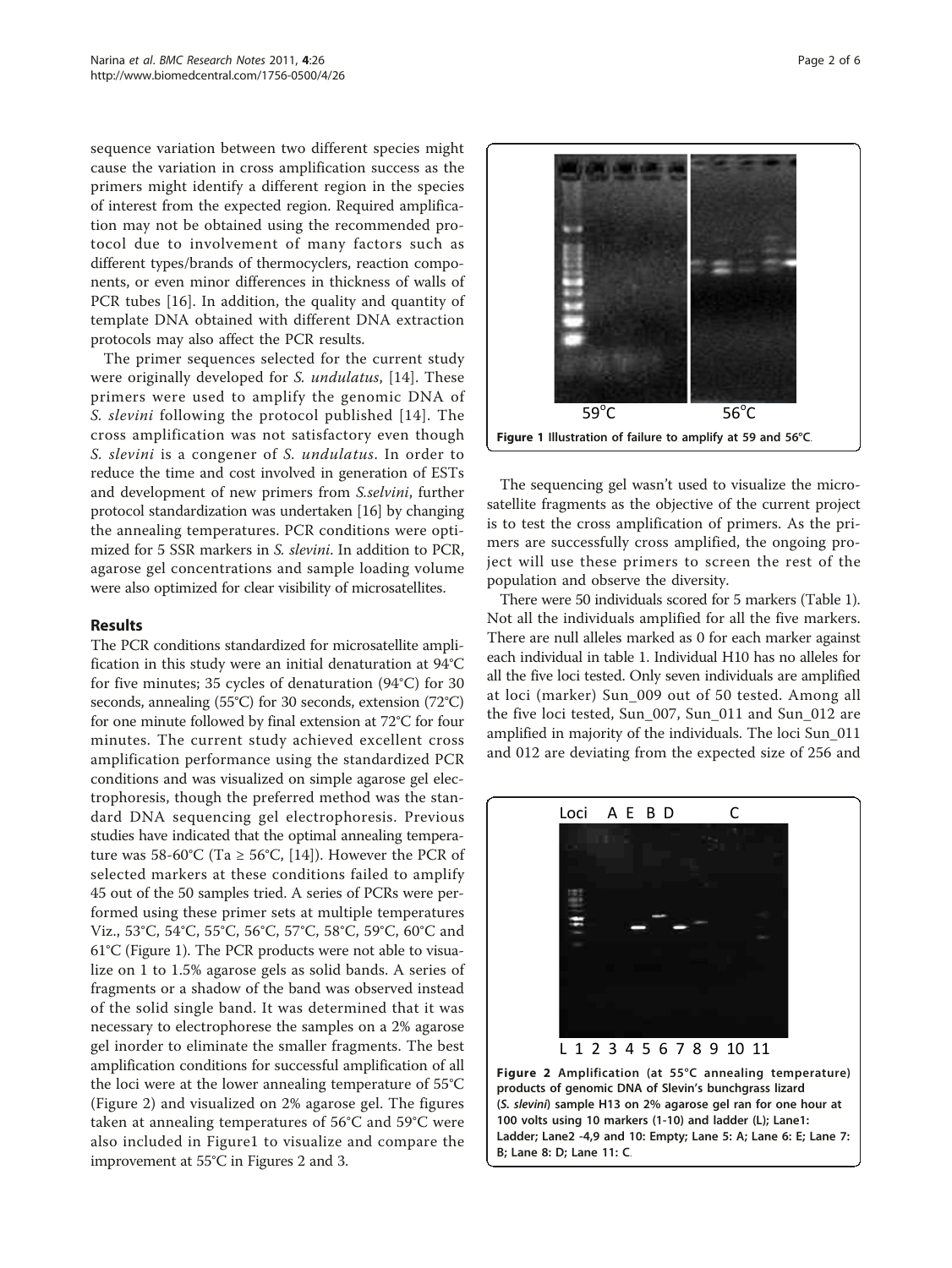sequence variation between two different species might cause the variation in cross amplification success as the primers might identify a different region in the species of interest from the expected region. Required amplification may not be obtained using the recommended protocol due to involvement of many factors such as different types/brands of thermocyclers, reaction components, or even minor differences in thickness of walls of PCR tubes [16]. In addition, the quality and quantity of template DNA obtained with different DNA extraction protocols may also affect the PCR results.

The primer sequences selected for the current study were originally developed for *S. undulatus*, [14]. These primers were used to amplify the genomic DNA of *S. slevini* following the protocol published [14]. The cross amplification was not satisfactory even though *S. slevini* is a congener of *S. undulatus*. In order to reduce the time and cost involved in generation of ESTs and development of new primers from *S.selvini*, further protocol standardization was undertaken [16] by changing the annealing temperatures. PCR conditions were optimized for 5 SSR markers in *S. slevini*. In addition to PCR, agarose gel concentrations and sample loading volume were also optimized for clear visibility of microsatellites.

## Results

The PCR conditions standardized for microsatellite amplification in this study were an initial denaturation at 94°C for five minutes; 35 cycles of denaturation (94°C) for 30 seconds, annealing (55°C) for 30 seconds, extension (72°C) for one minute followed by final extension at 72°C for four minutes. The current study achieved excellent cross amplification performance using the standardized PCR conditions and was visualized on simple agarose gel electrophoresis, though the preferred method was the standard DNA sequencing gel electrophoresis. Previous studies have indicated that the optimal annealing temperature was 58-60°C (Ta ≥ 56°C, [14]). However the PCR of selected markers at these conditions failed to amplify 45 out of the 50 samples tried. A series of PCRs were performed using these primer sets at multiple temperatures Viz., 53°C, 54°C, 55°C, 56°C, 57°C, 58°C, 59°C, 60°C and 61°C (Figure 1). The PCR products were not able to visualize on 1 to 1.5% agarose gels as solid bands. A series of fragments or a shadow of the band was observed instead of the solid single band. It was determined that it was necessary to electrophorese the samples on a 2% agarose gel inorder to eliminate the smaller fragments. The best amplification conditions for successful amplification of all the loci were at the lower annealing temperature of 55°C (Figure 2) and visualized on 2% agarose gel. The figures taken at annealing temperatures of 56°C and 59°C were also included in Figure1 to visualize and compare the improvement at 55°C in Figures 2 and 3.

**Figure 1** Illustration of failure to amplify at 59 and 56°C.

The sequencing gel wasn't used to visualize the microsatellite fragments as the objective of the current project is to test the cross amplification of primers. As the primers are successfully cross amplified, the ongoing project will use these primers to screen the rest of the population and observe the diversity.

There were 50 individuals scored for 5 markers (Table 1). Not all the individuals amplified for all the five markers. There are null alleles marked as 0 for each marker against each individual in table 1. Individual H10 has no alleles for all the five loci tested. Only seven individuals are amplified at loci (marker) Sun_009 out of 50 tested. Among all the five loci tested, Sun_007, Sun_011 and Sun_012 are amplified in majority of the individuals. The loci Sun_011 and 012 are deviating from the expected size of 256 and

**Figure 2** Amplification (at 55°C annealing temperature) products of genomic DNA of Slevin's bunchgrass lizard (*S. slevini*) sample H13 on 2% agarose gel ran for one hour at 100 volts using 10 markers (1-10) and ladder (L); Lane1: Ladder; Lane2 -4,9 and 10: Empty; Lane 5: A; Lane 6: E; Lane 7: B; Lane 8: D; Lane 11: C.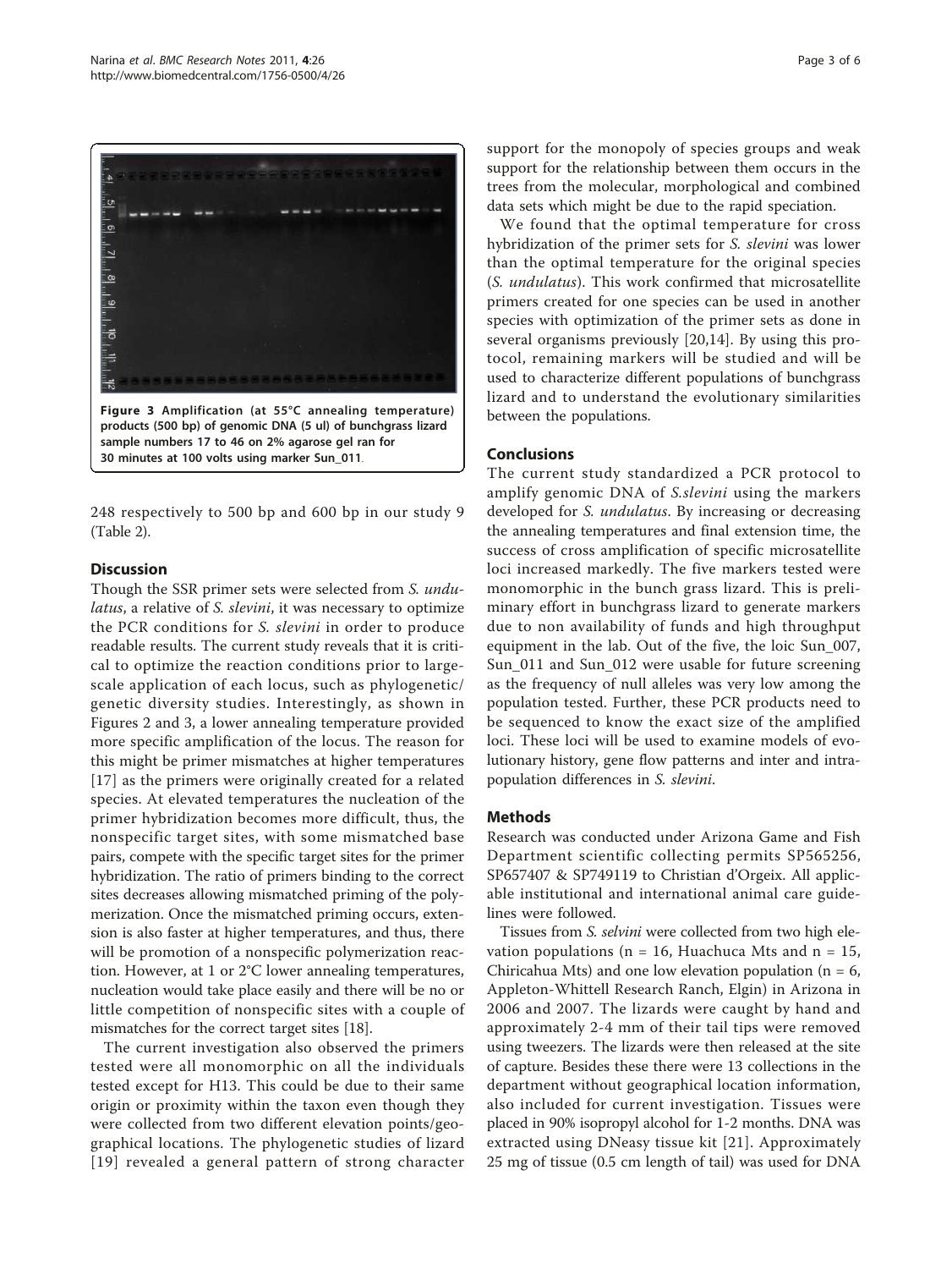**Figure 3 Amplification (at 55°C annealing temperature) products (500 bp) of genomic DNA (5 ul) of bunchgrass lizard sample numbers 17 to 46 on 2% agarose gel ran for 30 minutes at 100 volts using marker Sun_011**.

248 respectively to 500 bp and 600 bp in our study 9 (Table 2).

## Discussion

Though the SSR primer sets were selected from *S. undulatus*, a relative of *S. slevini*, it was necessary to optimize the PCR conditions for *S. slevini* in order to produce readable results. The current study reveals that it is critical to optimize the reaction conditions prior to large-scale application of each locus, such as phylogenetic/genetic diversity studies. Interestingly, as shown in Figures 2 and 3, a lower annealing temperature provided more specific amplification of the locus. The reason for this might be primer mismatches at higher temperatures [17] as the primers were originally created for a related species. At elevated temperatures the nucleation of the primer hybridization becomes more difficult, thus, the nonspecific target sites, with some mismatched base pairs, compete with the specific target sites for the primer hybridization. The ratio of primers binding to the correct sites decreases allowing mismatched priming of the polymerization. Once the mismatched priming occurs, extension is also faster at higher temperatures, and thus, there will be promotion of a nonspecific polymerization reaction. However, at 1 or 2°C lower annealing temperatures, nucleation would take place easily and there will be no or little competition of nonspecific sites with a couple of mismatches for the correct target sites [18].

The current investigation also observed the primers tested were all monomorphic on all the individuals tested except for H13. This could be due to their same origin or proximity within the taxon even though they were collected from two different elevation points/geographical locations. The phylogenetic studies of lizard [19] revealed a general pattern of strong character support for the monopoly of species groups and weak support for the relationship between them occurs in the trees from the molecular, morphological and combined data sets which might be due to the rapid speciation.

We found that the optimal temperature for cross hybridization of the primer sets for *S. slevini* was lower than the optimal temperature for the original species (*S. undulatus*). This work confirmed that microsatellite primers created for one species can be used in another species with optimization of the primer sets as done in several organisms previously [20,14]. By using this protocol, remaining markers will be studied and will be used to characterize different populations of bunchgrass lizard and to understand the evolutionary similarities between the populations.

## Conclusions

The current study standardized a PCR protocol to amplify genomic DNA of *S.slevini* using the markers developed for *S. undulatus*. By increasing or decreasing the annealing temperatures and final extension time, the success of cross amplification of specific microsatellite loci increased markedly. The five markers tested were monomorphic in the bunch grass lizard. This is preliminary effort in bunchgrass lizard to generate markers due to non availability of funds and high throughput equipment in the lab. Out of the five, the loic Sun_007, Sun_011 and Sun_012 were usable for future screening as the frequency of null alleles was very low among the population tested. Further, these PCR products need to be sequenced to know the exact size of the amplified loci. These loci will be used to examine models of evolutionary history, gene flow patterns and inter and intra-population differences in *S. slevini*.

## Methods

Research was conducted under Arizona Game and Fish Department scientific collecting permits SP565256, SP657407 & SP749119 to Christian d'Orgeix. All applicable institutional and international animal care guidelines were followed.

Tissues from *S. selvini* were collected from two high elevation populations (n = 16, Huachuca Mts and n = 15, Chiricahua Mts) and one low elevation population (n = 6, Appleton-Whittell Research Ranch, Elgin) in Arizona in 2006 and 2007. The lizards were caught by hand and approximately 2-4 mm of their tail tips were removed using tweezers. The lizards were then released at the site of capture. Besides these there were 13 collections in the department without geographical location information, also included for current investigation. Tissues were placed in 90% isopropyl alcohol for 1-2 months. DNA was extracted using DNeasy tissue kit [21]. Approximately 25 mg of tissue (0.5 cm length of tail) was used for DNA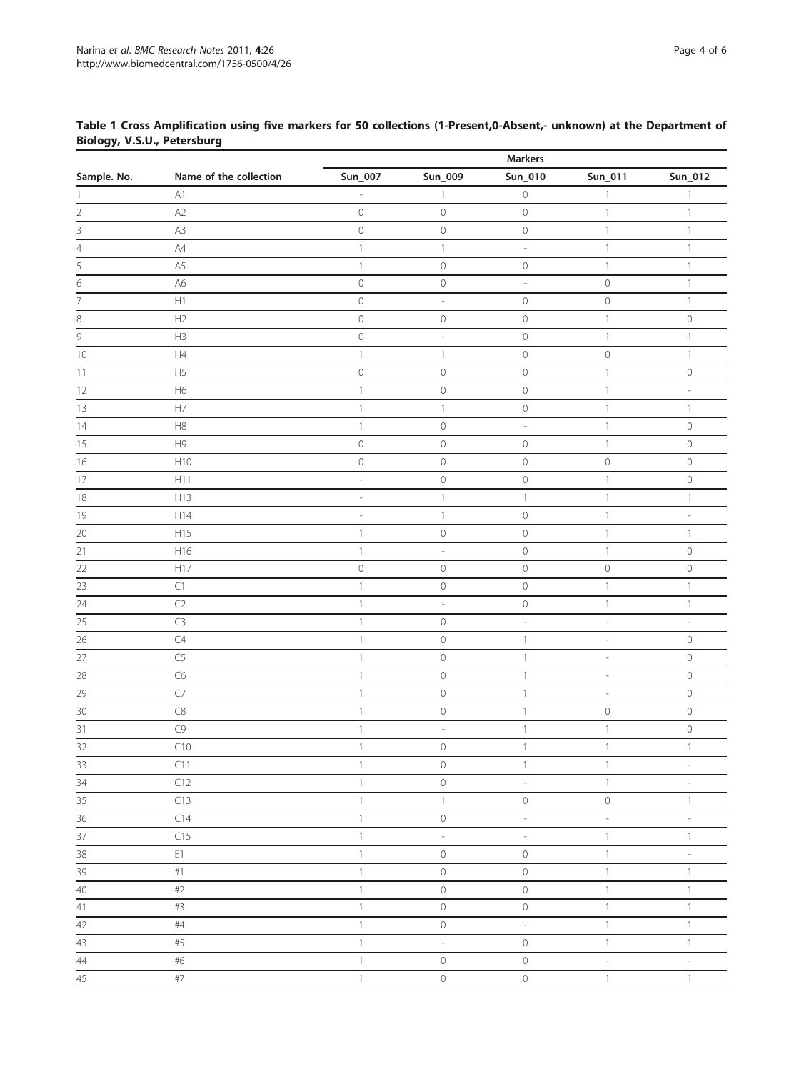**Table 1 Cross Amplification using five markers for 50 collections (1-Present,0-Absent,- unknown) at the Department of Biology, V.S.U., Petersburg**

| Sample. No. | Name of the collection | Markers | | | | |
|---|---|---|---|---|---|---|
| | | Sun_007 | Sun_009 | Sun_010 | Sun_011 | Sun_012 |
| 1 | A1 | - | 1 | 0 | 1 | 1 |
| 2 | A2 | 0 | 0 | 0 | 1 | 1 |
| 3 | A3 | 0 | 0 | 0 | 1 | 1 |
| 4 | A4 | 1 | 1 | - | 1 | 1 |
| 5 | A5 | 1 | 0 | 0 | 1 | 1 |
| 6 | A6 | 0 | 0 | - | 0 | 1 |
| 7 | H1 | 0 | - | 0 | 0 | 1 |
| 8 | H2 | 0 | 0 | 0 | 1 | 0 |
| 9 | H3 | 0 | - | 0 | 1 | 1 |
| 10 | H4 | 1 | 1 | 0 | 0 | 1 |
| 11 | H5 | 0 | 0 | 0 | 1 | 0 |
| 12 | H6 | 1 | 0 | 0 | 1 | - |
| 13 | H7 | 1 | 1 | 0 | 1 | 1 |
| 14 | H8 | 1 | 0 | - | 1 | 0 |
| 15 | H9 | 0 | 0 | 0 | 1 | 0 |
| 16 | H10 | 0 | 0 | 0 | 0 | 0 |
| 17 | H11 | - | 0 | 0 | 1 | 0 |
| 18 | H13 | - | 1 | 1 | 1 | 1 |
| 19 | H14 | - | 1 | 0 | 1 | - |
| 20 | H15 | 1 | 0 | 0 | 1 | 1 |
| 21 | H16 | 1 | - | 0 | 1 | 0 |
| 22 | H17 | 0 | 0 | 0 | 0 | 0 |
| 23 | C1 | 1 | 0 | 0 | 1 | 1 |
| 24 | C2 | 1 | - | 0 | 1 | 1 |
| 25 | C3 | 1 | 0 | - | - | - |
| 26 | C4 | 1 | 0 | 1 | - | 0 |
| 27 | C5 | 1 | 0 | 1 | - | 0 |
| 28 | C6 | 1 | 0 | 1 | - | 0 |
| 29 | C7 | 1 | 0 | 1 | - | 0 |
| 30 | C8 | 1 | 0 | 1 | 0 | 0 |
| 31 | C9 | 1 | - | 1 | 1 | 0 |
| 32 | C10 | 1 | 0 | 1 | 1 | 1 |
| 33 | C11 | 1 | 0 | 1 | 1 | - |
| 34 | C12 | 1 | 0 | - | 1 | - |
| 35 | C13 | 1 | 1 | 0 | 0 | 1 |
| 36 | C14 | 1 | 0 | - | - | - |
| 37 | C15 | 1 | - | - | 1 | 1 |
| 38 | E1 | 1 | 0 | 0 | 1 | - |
| 39 | #1 | 1 | 0 | 0 | 1 | 1 |
| 40 | #2 | 1 | 0 | 0 | 1 | 1 |
| 41 | #3 | 1 | 0 | 0 | 1 | 1 |
| 42 | #4 | 1 | 0 | - | 1 | 1 |
| 43 | #5 | 1 | - | 0 | 1 | 1 |
| 44 | #6 | 1 | 0 | 0 | - | - |
| 45 | #7 | 1 | 0 | 0 | 1 | 1 |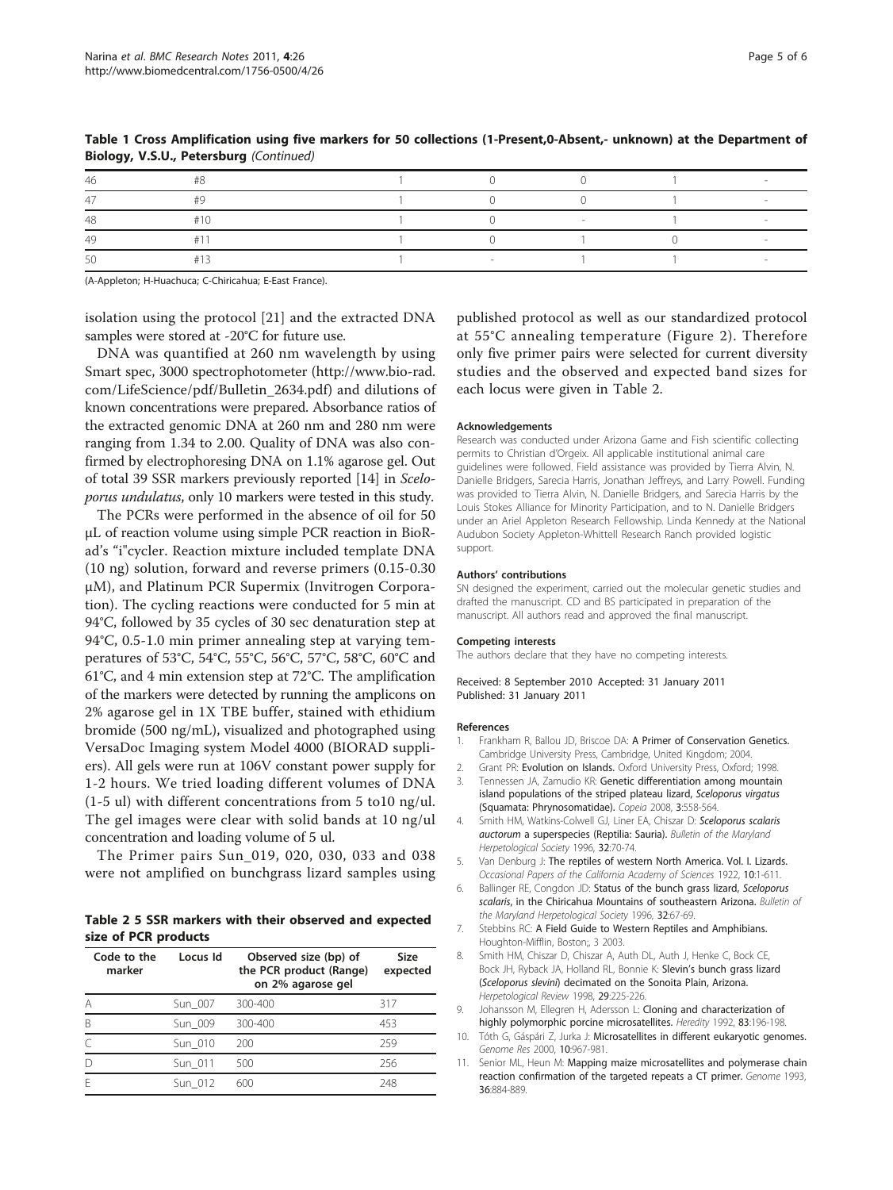**Table 1 Cross Amplification using five markers for 50 collections (1-Present,0-Absent,- unknown) at the Department of Biology, V.S.U., Petersburg** *(Continued)*

| | | | | | | |
|---|---|---|---|---|---|---|
| 46 | #8 | 1 | 0 | 0 | 1 | - |
| 47 | #9 | 1 | 0 | 0 | 1 | - |
| 48 | #10 | 1 | 0 | - | 1 | - |
| 49 | #11 | 1 | 0 | 1 | 0 | - |
| 50 | #13 | 1 | - | 1 | 1 | - |

(A-Appleton; H-Huachuca; C-Chiricahua; E-East France).

isolation using the protocol [21] and the extracted DNA samples were stored at -20°C for future use.

DNA was quantified at 260 nm wavelength by using Smart spec, 3000 spectrophotometer (http://www.bio-rad.com/LifeScience/pdf/Bulletin_2634.pdf) and dilutions of known concentrations were prepared. Absorbance ratios of the extracted genomic DNA at 260 nm and 280 nm were ranging from 1.34 to 2.00. Quality of DNA was also confirmed by electrophoresing DNA on 1.1% agarose gel. Out of total 39 SSR markers previously reported [14] in *Sceloporus undulatus*, only 10 markers were tested in this study.

The PCRs were performed in the absence of oil for 50 μL of reaction volume using simple PCR reaction in BioRad's "i"cycler. Reaction mixture included template DNA (10 ng) solution, forward and reverse primers (0.15-0.30 μM), and Platinum PCR Supermix (Invitrogen Corporation). The cycling reactions were conducted for 5 min at 94°C, followed by 35 cycles of 30 sec denaturation step at 94°C, 0.5-1.0 min primer annealing step at varying temperatures of 53°C, 54°C, 55°C, 56°C, 57°C, 58°C, 60°C and 61°C, and 4 min extension step at 72°C. The amplification of the markers were detected by running the amplicons on 2% agarose gel in 1X TBE buffer, stained with ethidium bromide (500 ng/mL), visualized and photographed using VersaDoc Imaging system Model 4000 (BIORAD suppliers). All gels were run at 106V constant power supply for 1-2 hours. We tried loading different volumes of DNA (1-5 ul) with different concentrations from 5 to10 ng/ul. The gel images were clear with solid bands at 10 ng/ul concentration and loading volume of 5 ul.

The Primer pairs Sun_019, 020, 030, 033 and 038 were not amplified on bunchgrass lizard samples using published protocol as well as our standardized protocol at 55°C annealing temperature (Figure 2). Therefore only five primer pairs were selected for current diversity studies and the observed and expected band sizes for each locus were given in Table 2.

**Table 2 5 SSR markers with their observed and expected size of PCR products**

| Code to the marker | Locus Id | Observed size (bp) of the PCR product (Range) on 2% agarose gel | Size expected |
|---|---|---|---|
| A | Sun_007 | 300-400 | 317 |
| B | Sun_009 | 300-400 | 453 |
| C | Sun_010 | 200 | 259 |
| D | Sun_011 | 500 | 256 |
| E | Sun_012 | 600 | 248 |

#### Acknowledgements

Research was conducted under Arizona Game and Fish scientific collecting permits to Christian d'Orgeix. All applicable institutional animal care guidelines were followed. Field assistance was provided by Tierra Alvin, N. Danielle Bridgers, Sarecia Harris, Jonathan Jeffreys, and Larry Powell. Funding was provided to Tierra Alvin, N. Danielle Bridgers, and Sarecia Harris by the Louis Stokes Alliance for Minority Participation, and to N. Danielle Bridgers under an Ariel Appleton Research Fellowship. Linda Kennedy at the National Audubon Society Appleton-Whittell Research Ranch provided logistic support.

#### Authors' contributions

SN designed the experiment, carried out the molecular genetic studies and drafted the manuscript. CD and BS participated in preparation of the manuscript. All authors read and approved the final manuscript.

#### Competing interests

The authors declare that they have no competing interests.

Received: 8 September 2010 Accepted: 31 January 2011
Published: 31 January 2011

#### References

1. Frankham R, Ballou JD, Briscoe DA: **A Primer of Conservation Genetics.** Cambridge University Press, Cambridge, United Kingdom; 2004.
2. Grant PR: **Evolution on Islands.** Oxford University Press, Oxford; 1998.
3. Tennessen JA, Zamudio KR: **Genetic differentiation among mountain island populations of the striped plateau lizard, *Sceloporus virgatus* (Squamata: Phrynosomatidae).** *Copeia* 2008, **3**:558-564.
4. Smith HM, Watkins-Colwell GJ, Liner EA, Chiszar D: ***Sceloporus scalaris auctorum* a superspecies (Reptilia: Sauria).** *Bulletin of the Maryland Herpetological Society* 1996, **32**:70-74.
5. Van Denburg J: **The reptiles of western North America. Vol. I. Lizards.** *Occasional Papers of the California Academy of Sciences* 1922, **10**:1-611.
6. Ballinger RE, Congdon JD: **Status of the bunch grass lizard, *Sceloporus scalaris*, in the Chiricahua Mountains of southeastern Arizona.** *Bulletin of the Maryland Herpetological Society* 1996, **32**:67-69.
7. Stebbins RC: **A Field Guide to Western Reptiles and Amphibians.** Houghton-Mifflin, Boston;, 3 2003.
8. Smith HM, Chiszar D, Chiszar A, Auth DL, Auth J, Henke C, Bock CE, Bock JH, Ryback JA, Holland RL, Bonnie K: **Slevin's bunch grass lizard (*Sceloporus slevini*) decimated on the Sonoita Plain, Arizona.** *Herpetological Review* 1998, **29**:225-226.
9. Johansson M, Ellegren H, Adersson L: **Cloning and characterization of highly polymorphic porcine microsatellites.** *Heredity* 1992, **83**:196-198.
10. Tóth G, Gáspári Z, Jurka J: **Microsatellites in different eukaryotic genomes.** *Genome Res* 2000, **10**:967-981.
11. Senior ML, Heun M: **Mapping maize microsatellites and polymerase chain reaction confirmation of the targeted repeats a CT primer.** *Genome* 1993, **36**:884-889.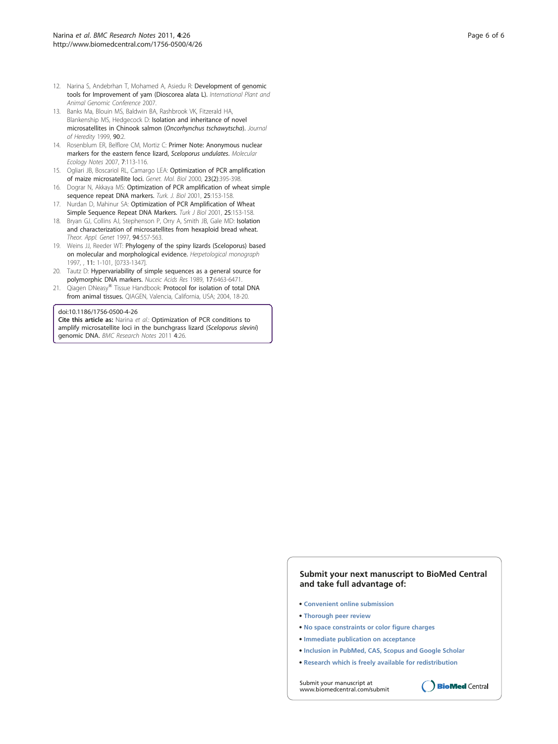12. Narina S, Andebrhan T, Mohamed A, Asiedu R: **Development of genomic tools for Improvement of yam (Dioscorea alata L).** *International Plant and Animal Genomic Conference* 2007.
13. Banks Ma, Blouin MS, Baldwin BA, Rashbrook VK, Fitzerald HA, Blankenship MS, Hedgecock D: **Isolation and inheritance of novel microsatellites in Chinook salmon (*Oncorhynchus tschawytscha*).** *Journal of Heredity* 1999, **90**:2.
14. Rosenblum ER, Belflore CM, Mortiz C: **Primer Note: Anonymous nuclear markers for the eastern fence lizard, *Sceloporus undulates*.** *Molecular Ecology Notes* 2007, **7**:113-116.
15. Ogliari JB, Boscariol RL, Camargo LEA: **Optimization of PCR amplification of maize microsatellite loci.** *Genet. Mol. Biol* 2000, **23(2)**:395-398.
16. Dograr N, Akkaya MS: **Optimization of PCR amplification of wheat simple sequence repeat DNA markers.** *Turk. J. Biol* 2001, **25**:153-158.
17. Nurdan D, Mahinur SA: **Optimization of PCR Amplification of Wheat Simple Sequence Repeat DNA Markers.** *Turk J Biol* 2001, **25**:153-158.
18. Bryan GJ, Collins AJ, Stephenson P, Orry A, Smith JB, Gale MD: **Isolation and characterization of microsatellites from hexaploid bread wheat.** *Theor. Appl. Genet* 1997, **94**:557-563.
19. Weins JJ, Reeder WT: **Phylogeny of the spiny lizards (Sceloporus) based on molecular and morphological evidence.** *Herpetological monograph* 1997, , **11**: 1-101, [0733-1347].
20. Tautz D: **Hypervariability of simple sequences as a general source for polymorphic DNA markers.** *Nuceic Acids Res* 1989, **17**:6463-6471.
21. Qiagen DNeasy® Tissue Handbook: **Protocol for isolation of total DNA from animal tissues.** QIAGEN, Valencia, California, USA; 2004, 18-20.

doi:10.1186/1756-0500-4-26

**Cite this article as:** Narina *et al.*: Optimization of PCR conditions to amplify microsatellite loci in the bunchgrass lizard (*Sceloporus slevini*) genomic DNA. *BMC Research Notes* 2011 **4**:26.

**Submit your next manuscript to BioMed Central and take full advantage of:**

- **Convenient online submission**
- **Thorough peer review**
- **No space constraints or color figure charges**
- **Immediate publication on acceptance**
- **Inclusion in PubMed, CAS, Scopus and Google Scholar**
- **Research which is freely available for redistribution**

Submit your manuscript at
www.biomedcentral.com/submit

BioMed Central